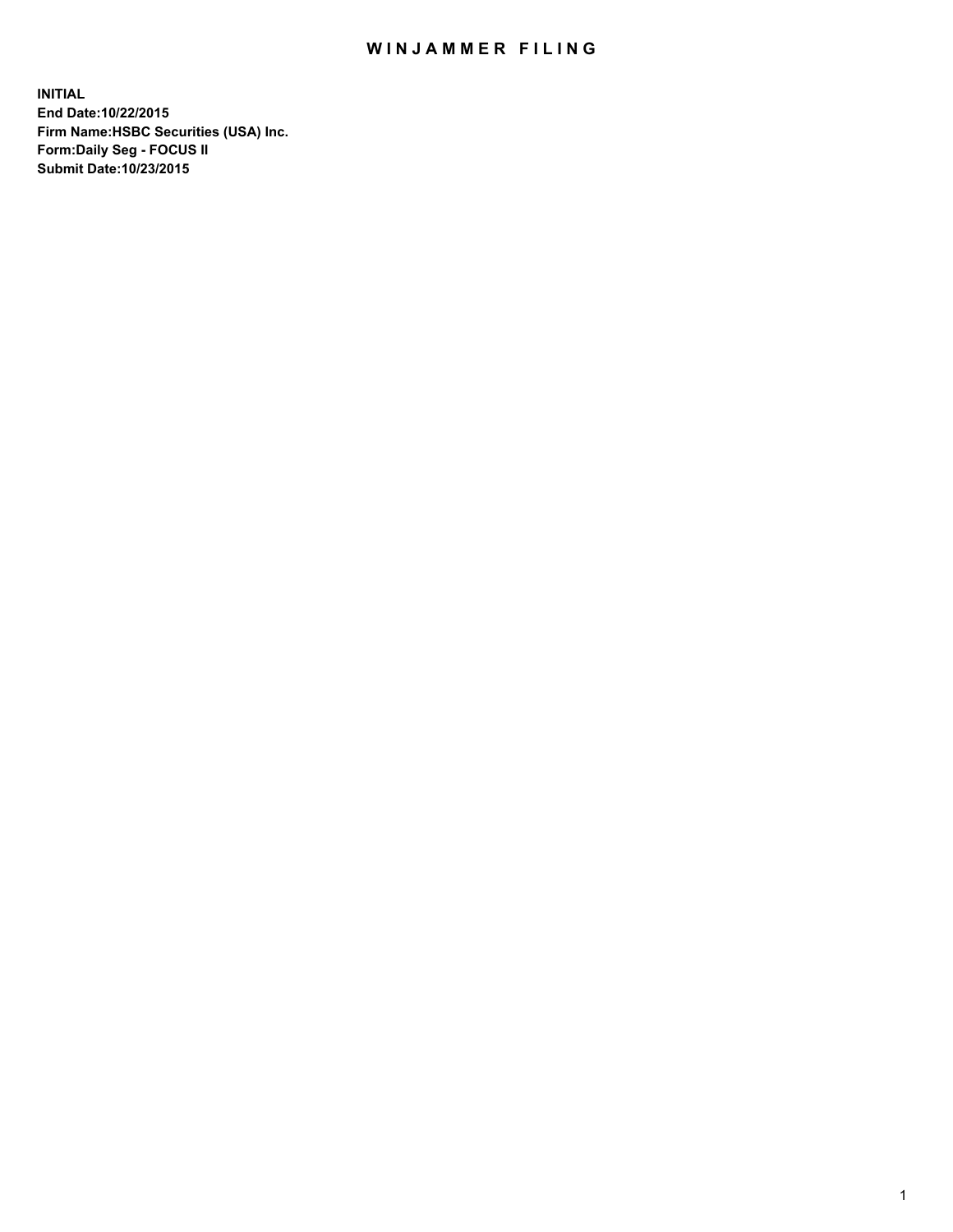# WINJAMMER FILING

**INITIAL**
**End Date:10/22/2015**
**Firm Name:HSBC Securities (USA) Inc.**
**Form:Daily Seg - FOCUS II**
**Submit Date:10/23/2015**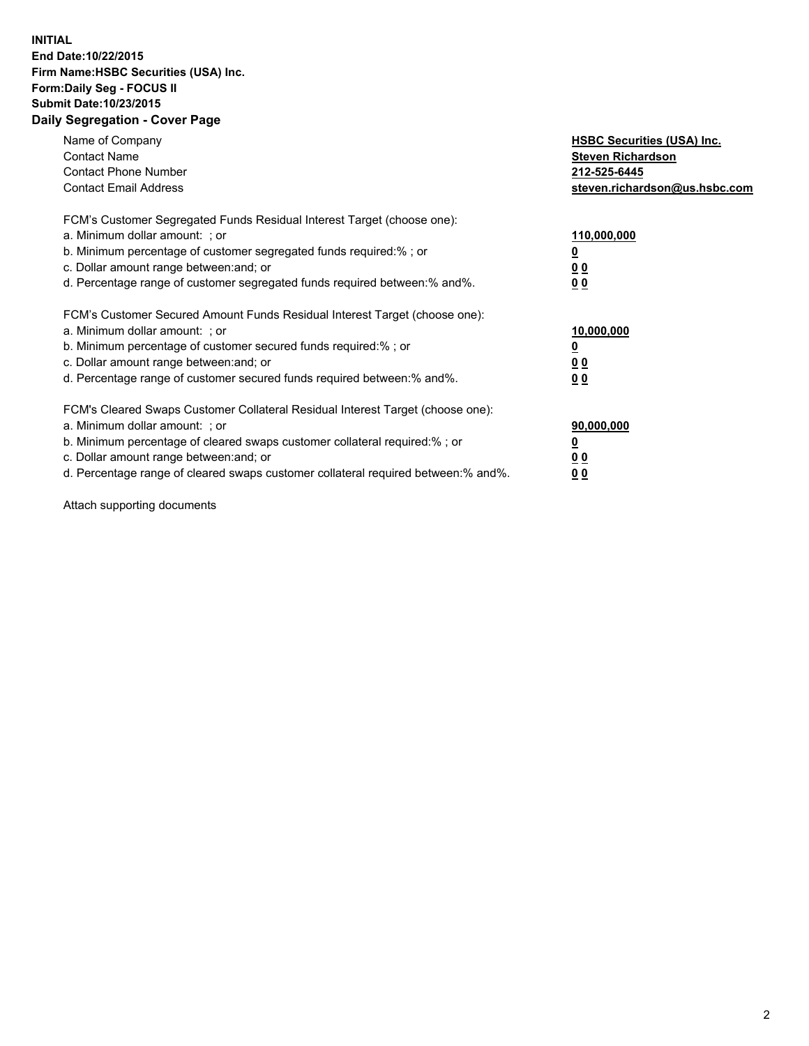**INITIAL**
**End Date:10/22/2015**
**Firm Name:HSBC Securities (USA) Inc.**
**Form:Daily Seg - FOCUS II**
**Submit Date:10/23/2015**

## Daily Segregation - Cover Page

| | |
|---|---|
| Name of Company | **HSBC Securities (USA) Inc.** |
| Contact Name | **Steven Richardson** |
| Contact Phone Number | **212-525-6445** |
| Contact Email Address | **steven.richardson@us.hsbc.com** |

| | |
|---|---|
| FCM's Customer Segregated Funds Residual Interest Target (choose one): | |
| a. Minimum dollar amount: ; or | **110,000,000** |
| b. Minimum percentage of customer segregated funds required:% ; or | **0** |
| c. Dollar amount range between:and; or | **0 0** |
| d. Percentage range of customer segregated funds required between:% and%. | **0 0** |

| | |
|---|---|
| FCM's Customer Secured Amount Funds Residual Interest Target (choose one): | |
| a. Minimum dollar amount: ; or | **10,000,000** |
| b. Minimum percentage of customer secured funds required:% ; or | **0** |
| c. Dollar amount range between:and; or | **0 0** |
| d. Percentage range of customer secured funds required between:% and%. | **0 0** |

| | |
|---|---|
| FCM's Cleared Swaps Customer Collateral Residual Interest Target (choose one): | |
| a. Minimum dollar amount: ; or | **90,000,000** |
| b. Minimum percentage of cleared swaps customer collateral required:% ; or | **0** |
| c. Dollar amount range between:and; or | **0 0** |
| d. Percentage range of cleared swaps customer collateral required between:% and%. | **0 0** |

Attach supporting documents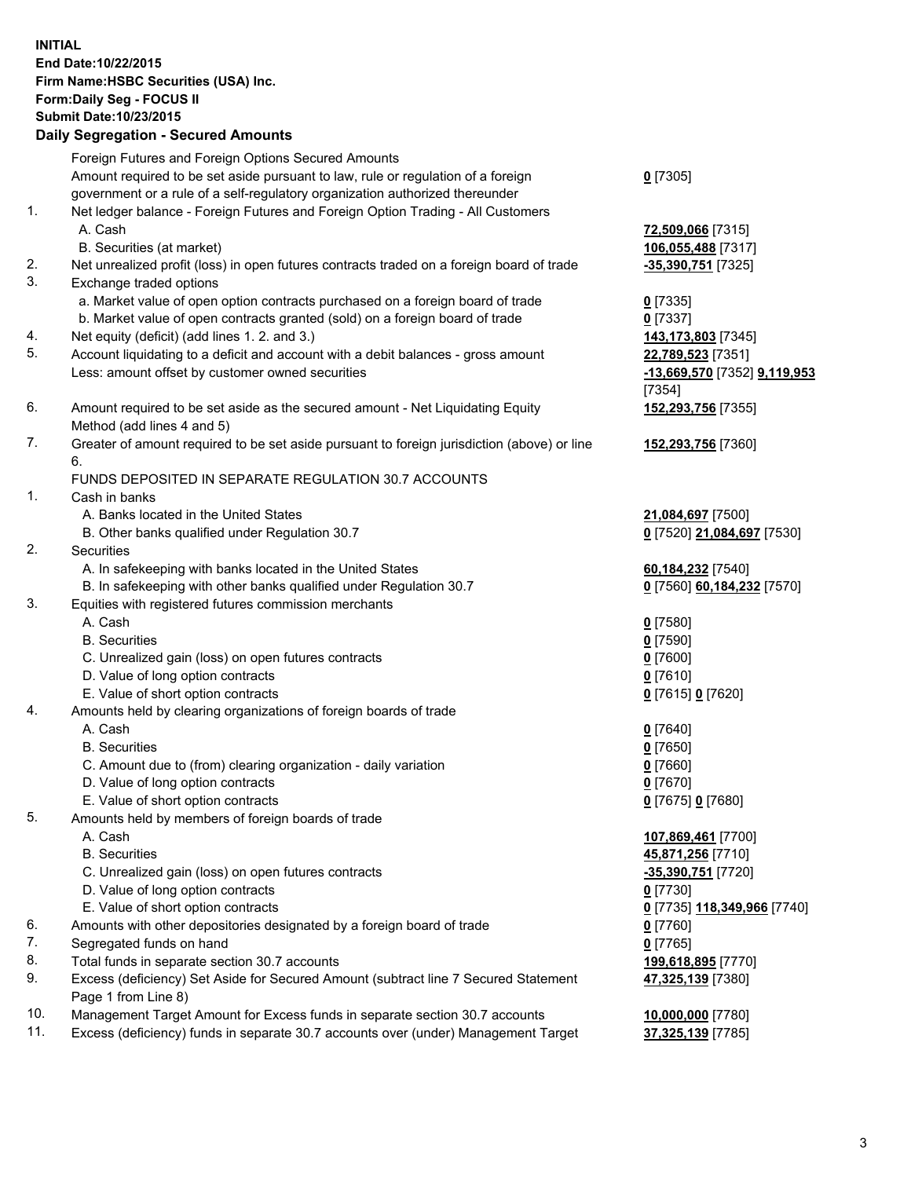**INITIAL**
**End Date:10/22/2015**
**Firm Name:HSBC Securities (USA) Inc.**
**Form:Daily Seg - FOCUS II**
**Submit Date:10/23/2015**
**Daily Segregation - Secured Amounts**

| | | |
|---|---|---|
| | Foreign Futures and Foreign Options Secured Amounts | |
| | Amount required to be set aside pursuant to law, rule or regulation of a foreign government or a rule of a self-regulatory organization authorized thereunder | **0** [7305] |
| 1. | Net ledger balance - Foreign Futures and Foreign Option Trading - All Customers | |
| | A. Cash | **72,509,066** [7315] |
| | B. Securities (at market) | **106,055,488** [7317] |
| 2. | Net unrealized profit (loss) in open futures contracts traded on a foreign board of trade | **-35,390,751** [7325] |
| 3. | Exchange traded options | |
| | a. Market value of open option contracts purchased on a foreign board of trade | **0** [7335] |
| | b. Market value of open contracts granted (sold) on a foreign board of trade | **0** [7337] |
| 4. | Net equity (deficit) (add lines 1. 2. and 3.) | **143,173,803** [7345] |
| 5. | Account liquidating to a deficit and account with a debit balances - gross amount | **22,789,523** [7351] |
| | Less: amount offset by customer owned securities | **-13,669,570** [7352] **9,119,953** [7354] |
| 6. | Amount required to be set aside as the secured amount - Net Liquidating Equity Method (add lines 4 and 5) | **152,293,756** [7355] |
| 7. | Greater of amount required to be set aside pursuant to foreign jurisdiction (above) or line 6. | **152,293,756** [7360] |
| | FUNDS DEPOSITED IN SEPARATE REGULATION 30.7 ACCOUNTS | |
| 1. | Cash in banks | |
| | A. Banks located in the United States | **21,084,697** [7500] |
| | B. Other banks qualified under Regulation 30.7 | **0** [7520] **21,084,697** [7530] |
| 2. | Securities | |
| | A. In safekeeping with banks located in the United States | **60,184,232** [7540] |
| | B. In safekeeping with other banks qualified under Regulation 30.7 | **0** [7560] **60,184,232** [7570] |
| 3. | Equities with registered futures commission merchants | |
| | A. Cash | **0** [7580] |
| | B. Securities | **0** [7590] |
| | C. Unrealized gain (loss) on open futures contracts | **0** [7600] |
| | D. Value of long option contracts | **0** [7610] |
| | E. Value of short option contracts | **0** [7615] **0** [7620] |
| 4. | Amounts held by clearing organizations of foreign boards of trade | |
| | A. Cash | **0** [7640] |
| | B. Securities | **0** [7650] |
| | C. Amount due to (from) clearing organization - daily variation | **0** [7660] |
| | D. Value of long option contracts | **0** [7670] |
| | E. Value of short option contracts | **0** [7675] **0** [7680] |
| 5. | Amounts held by members of foreign boards of trade | |
| | A. Cash | **107,869,461** [7700] |
| | B. Securities | **45,871,256** [7710] |
| | C. Unrealized gain (loss) on open futures contracts | **-35,390,751** [7720] |
| | D. Value of long option contracts | **0** [7730] |
| | E. Value of short option contracts | **0** [7735] **118,349,966** [7740] |
| 6. | Amounts with other depositories designated by a foreign board of trade | **0** [7760] |
| 7. | Segregated funds on hand | **0** [7765] |
| 8. | Total funds in separate section 30.7 accounts | **199,618,895** [7770] |
| 9. | Excess (deficiency) Set Aside for Secured Amount (subtract line 7 Secured Statement Page 1 from Line 8) | **47,325,139** [7380] |
| 10. | Management Target Amount for Excess funds in separate section 30.7 accounts | **10,000,000** [7780] |
| 11. | Excess (deficiency) funds in separate 30.7 accounts over (under) Management Target | **37,325,139** [7785] |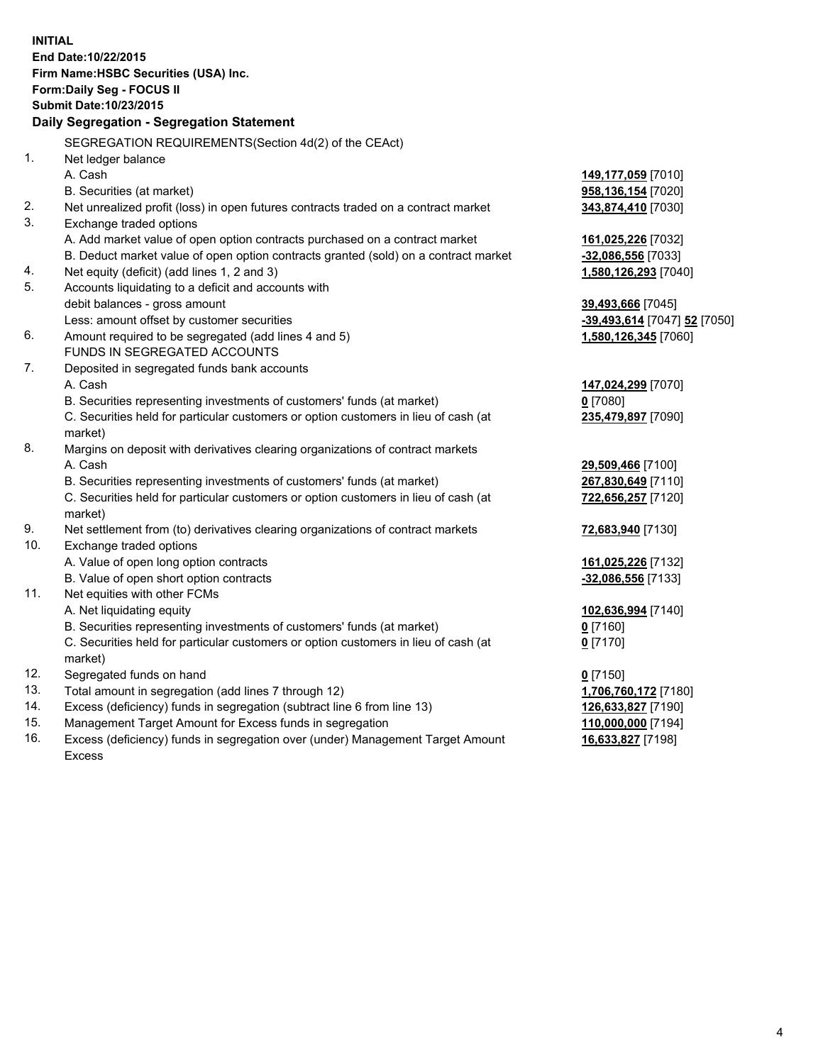**INITIAL**
**End Date:10/22/2015**
**Firm Name:HSBC Securities (USA) Inc.**
**Form:Daily Seg - FOCUS II**
**Submit Date:10/23/2015**

## Daily Segregation - Segregation Statement

SEGREGATION REQUIREMENTS(Section 4d(2) of the CEAct)

| | | |
|---|---|---|
| 1. | Net ledger balance | |
| | A. Cash | **149,177,059** [7010] |
| | B. Securities (at market) | **958,136,154** [7020] |
| 2. | Net unrealized profit (loss) in open futures contracts traded on a contract market | **343,874,410** [7030] |
| 3. | Exchange traded options | |
| | A. Add market value of open option contracts purchased on a contract market | **161,025,226** [7032] |
| | B. Deduct market value of open option contracts granted (sold) on a contract market | **-32,086,556** [7033] |
| 4. | Net equity (deficit) (add lines 1, 2 and 3) | **1,580,126,293** [7040] |
| 5. | Accounts liquidating to a deficit and accounts with | |
| | debit balances - gross amount | **39,493,666** [7045] |
| | Less: amount offset by customer securities | **-39,493,614** [7047] **52** [7050] |
| 6. | Amount required to be segregated (add lines 4 and 5) | **1,580,126,345** [7060] |
| | FUNDS IN SEGREGATED ACCOUNTS | |
| 7. | Deposited in segregated funds bank accounts | |
| | A. Cash | **147,024,299** [7070] |
| | B. Securities representing investments of customers' funds (at market) | **0** [7080] |
| | C. Securities held for particular customers or option customers in lieu of cash (at market) | **235,479,897** [7090] |
| 8. | Margins on deposit with derivatives clearing organizations of contract markets | |
| | A. Cash | **29,509,466** [7100] |
| | B. Securities representing investments of customers' funds (at market) | **267,830,649** [7110] |
| | C. Securities held for particular customers or option customers in lieu of cash (at market) | **722,656,257** [7120] |
| 9. | Net settlement from (to) derivatives clearing organizations of contract markets | **72,683,940** [7130] |
| 10. | Exchange traded options | |
| | A. Value of open long option contracts | **161,025,226** [7132] |
| | B. Value of open short option contracts | **-32,086,556** [7133] |
| 11. | Net equities with other FCMs | |
| | A. Net liquidating equity | **102,636,994** [7140] |
| | B. Securities representing investments of customers' funds (at market) | **0** [7160] |
| | C. Securities held for particular customers or option customers in lieu of cash (at market) | **0** [7170] |
| 12. | Segregated funds on hand | **0** [7150] |
| 13. | Total amount in segregation (add lines 7 through 12) | **1,706,760,172** [7180] |
| 14. | Excess (deficiency) funds in segregation (subtract line 6 from line 13) | **126,633,827** [7190] |
| 15. | Management Target Amount for Excess funds in segregation | **110,000,000** [7194] |
| 16. | Excess (deficiency) funds in segregation over (under) Management Target Amount Excess | **16,633,827** [7198] |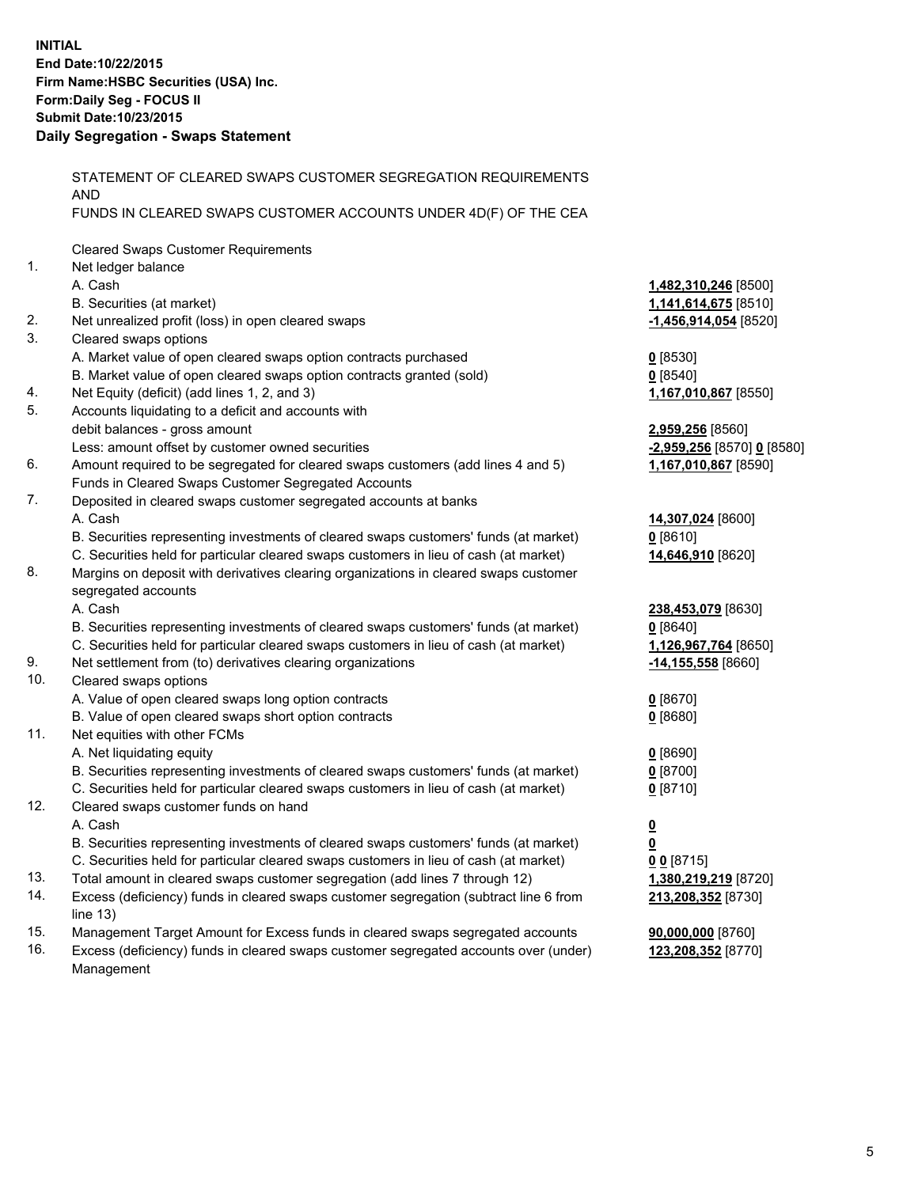**INITIAL**
**End Date:10/22/2015**
**Firm Name:HSBC Securities (USA) Inc.**
**Form:Daily Seg - FOCUS II**
**Submit Date:10/23/2015**
**Daily Segregation - Swaps Statement**

STATEMENT OF CLEARED SWAPS CUSTOMER SEGREGATION REQUIREMENTS AND FUNDS IN CLEARED SWAPS CUSTOMER ACCOUNTS UNDER 4D(F) OF THE CEA

| | | |
|---|---|---|
| | Cleared Swaps Customer Requirements | |
| 1. | Net ledger balance | |
| | A. Cash | 1,482,310,246 [8500] |
| | B. Securities (at market) | 1,141,614,675 [8510] |
| 2. | Net unrealized profit (loss) in open cleared swaps | -1,456,914,054 [8520] |
| 3. | Cleared swaps options | |
| | A. Market value of open cleared swaps option contracts purchased | 0 [8530] |
| | B. Market value of open cleared swaps option contracts granted (sold) | 0 [8540] |
| 4. | Net Equity (deficit) (add lines 1, 2, and 3) | 1,167,010,867 [8550] |
| 5. | Accounts liquidating to a deficit and accounts with debit balances - gross amount | 2,959,256 [8560] |
| | Less: amount offset by customer owned securities | -2,959,256 [8570] 0 [8580] |
| 6. | Amount required to be segregated for cleared swaps customers (add lines 4 and 5) | 1,167,010,867 [8590] |
| | Funds in Cleared Swaps Customer Segregated Accounts | |
| 7. | Deposited in cleared swaps customer segregated accounts at banks | |
| | A. Cash | 14,307,024 [8600] |
| | B. Securities representing investments of cleared swaps customers' funds (at market) | 0 [8610] |
| | C. Securities held for particular cleared swaps customers in lieu of cash (at market) | 14,646,910 [8620] |
| 8. | Margins on deposit with derivatives clearing organizations in cleared swaps customer segregated accounts | |
| | A. Cash | 238,453,079 [8630] |
| | B. Securities representing investments of cleared swaps customers' funds (at market) | 0 [8640] |
| | C. Securities held for particular cleared swaps customers in lieu of cash (at market) | 1,126,967,764 [8650] |
| 9. | Net settlement from (to) derivatives clearing organizations | -14,155,558 [8660] |
| 10. | Cleared swaps options | |
| | A. Value of open cleared swaps long option contracts | 0 [8670] |
| | B. Value of open cleared swaps short option contracts | 0 [8680] |
| 11. | Net equities with other FCMs | |
| | A. Net liquidating equity | 0 [8690] |
| | B. Securities representing investments of cleared swaps customers' funds (at market) | 0 [8700] |
| | C. Securities held for particular cleared swaps customers in lieu of cash (at market) | 0 [8710] |
| 12. | Cleared swaps customer funds on hand | |
| | A. Cash | 0 |
| | B. Securities representing investments of cleared swaps customers' funds (at market) | 0 |
| | C. Securities held for particular cleared swaps customers in lieu of cash (at market) | 0 0 [8715] |
| 13. | Total amount in cleared swaps customer segregation (add lines 7 through 12) | 1,380,219,219 [8720] |
| 14. | Excess (deficiency) funds in cleared swaps customer segregation (subtract line 6 from line 13) | 213,208,352 [8730] |
| 15. | Management Target Amount for Excess funds in cleared swaps segregated accounts | 90,000,000 [8760] |
| 16. | Excess (deficiency) funds in cleared swaps customer segregated accounts over (under) Management | 123,208,352 [8770] |